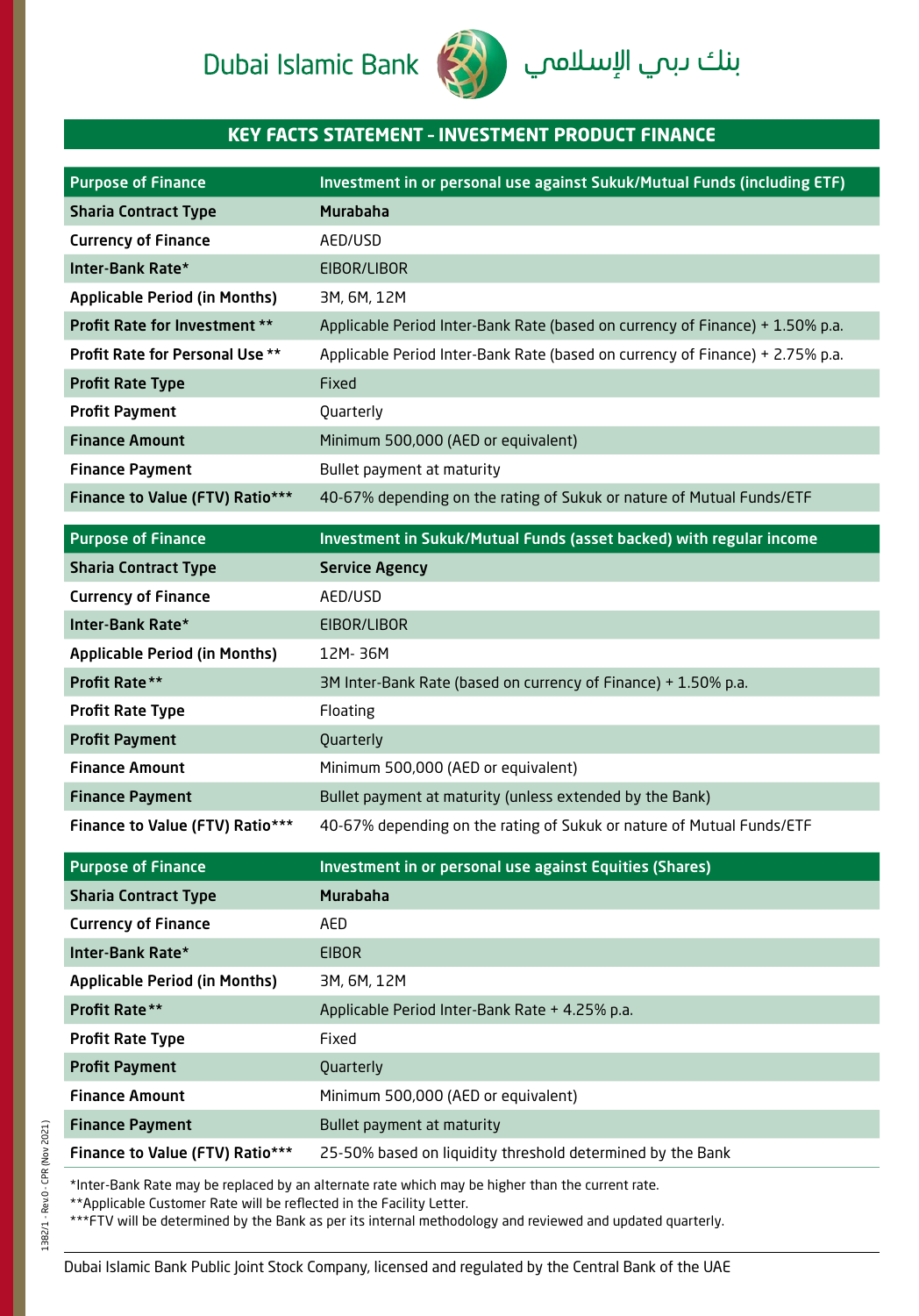Dubai Islamic Bank بنك دبي الإسلامي

## KEY FACTS STATEMENT - INVESTMENT PRODUCT FINANCE

| Purpose of Finance | Investment in or personal use against Sukuk/Mutual Funds (including ETF) |
|---|---|
| **Sharia Contract Type** | **Murabaha** |
| **Currency of Finance** | AED/USD |
| **Inter-Bank Rate*** | EIBOR/LIBOR |
| **Applicable Period (in Months)** | 3M, 6M, 12M |
| **Profit Rate for Investment **** | Applicable Period Inter-Bank Rate (based on currency of Finance) + 1.50% p.a. |
| **Profit Rate for Personal Use **** | Applicable Period Inter-Bank Rate (based on currency of Finance) + 2.75% p.a. |
| **Profit Rate Type** | Fixed |
| **Profit Payment** | Quarterly |
| **Finance Amount** | Minimum 500,000 (AED or equivalent) |
| **Finance Payment** | Bullet payment at maturity |
| **Finance to Value (FTV) Ratio***** | 40-67% depending on the rating of Sukuk or nature of Mutual Funds/ETF |

| Purpose of Finance | Investment in Sukuk/Mutual Funds (asset backed) with regular income |
|---|---|
| **Sharia Contract Type** | **Service Agency** |
| **Currency of Finance** | AED/USD |
| **Inter-Bank Rate*** | EIBOR/LIBOR |
| **Applicable Period (in Months)** | 12M- 36M |
| **Profit Rate**** | 3M Inter-Bank Rate (based on currency of Finance) + 1.50% p.a. |
| **Profit Rate Type** | Floating |
| **Profit Payment** | Quarterly |
| **Finance Amount** | Minimum 500,000 (AED or equivalent) |
| **Finance Payment** | Bullet payment at maturity (unless extended by the Bank) |
| **Finance to Value (FTV) Ratio***** | 40-67% depending on the rating of Sukuk or nature of Mutual Funds/ETF |

| Purpose of Finance | Investment in or personal use against Equities (Shares) |
|---|---|
| **Sharia Contract Type** | **Murabaha** |
| **Currency of Finance** | AED |
| **Inter-Bank Rate*** | EIBOR |
| **Applicable Period (in Months)** | 3M, 6M, 12M |
| **Profit Rate**** | Applicable Period Inter-Bank Rate + 4.25% p.a. |
| **Profit Rate Type** | Fixed |
| **Profit Payment** | Quarterly |
| **Finance Amount** | Minimum 500,000 (AED or equivalent) |
| **Finance Payment** | Bullet payment at maturity |
| **Finance to Value (FTV) Ratio***** | 25-50% based on liquidity threshold determined by the Bank |

*Inter-Bank Rate may be replaced by an alternate rate which may be higher than the current rate.
**Applicable Customer Rate will be reflected in the Facility Letter.
***FTV will be determined by the Bank as per its internal methodology and reviewed and updated quarterly.

1382/1 - Rev.0 - CPR (Nov 2021)

Dubai Islamic Bank Public Joint Stock Company, licensed and regulated by the Central Bank of the UAE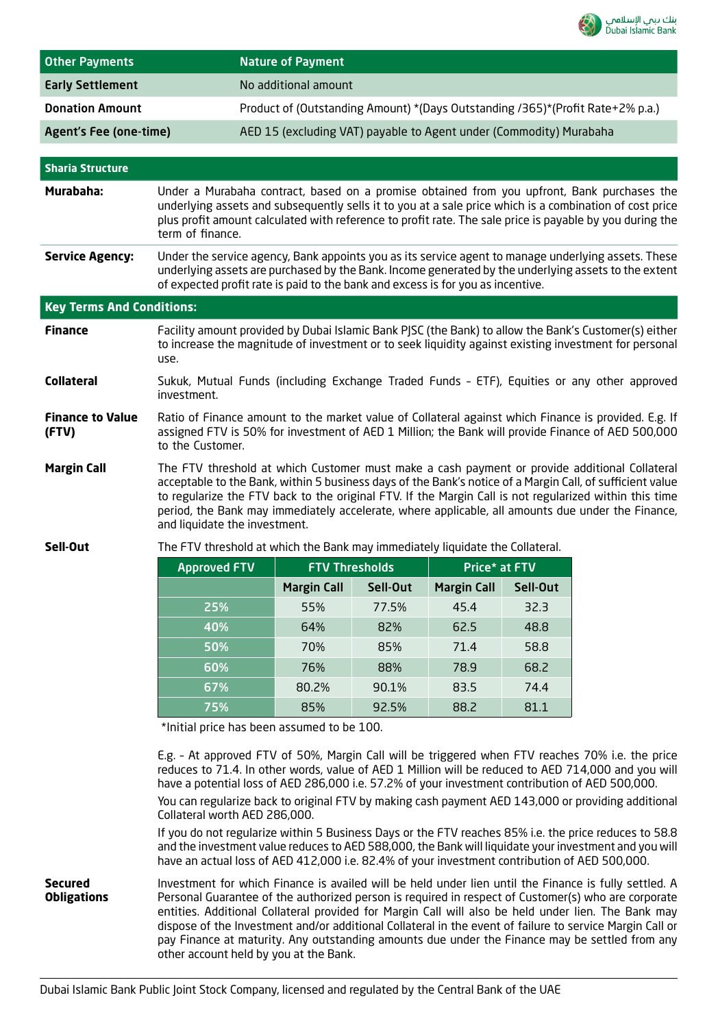| Other Payments | Nature of Payment |
|---|---|
| **Early Settlement** | No additional amount |
| **Donation Amount** | Product of (Outstanding Amount) *(Days Outstanding /365)*(Profit Rate+2% p.a.) |
| **Agent's Fee (one-time)** | AED 15 (excluding VAT) payable to Agent under (Commodity) Murabaha |

## Sharia Structure

**Murabaha:** Under a Murabaha contract, based on a promise obtained from you upfront, Bank purchases the underlying assets and subsequently sells it to you at a sale price which is a combination of cost price plus profit amount calculated with reference to profit rate. The sale price is payable by you during the term of finance.

**Service Agency:** Under the service agency, Bank appoints you as its service agent to manage underlying assets. These underlying assets are purchased by the Bank. Income generated by the underlying assets to the extent of expected profit rate is paid to the bank and excess is for you as incentive.

## Key Terms And Conditions:

**Finance** Facility amount provided by Dubai Islamic Bank PJSC (the Bank) to allow the Bank's Customer(s) either to increase the magnitude of investment or to seek liquidity against existing investment for personal use.

**Collateral** Sukuk, Mutual Funds (including Exchange Traded Funds - ETF), Equities or any other approved investment.

**Finance to Value (FTV)** Ratio of Finance amount to the market value of Collateral against which Finance is provided. E.g. If assigned FTV is 50% for investment of AED 1 Million; the Bank will provide Finance of AED 500,000 to the Customer.

**Margin Call** The FTV threshold at which Customer must make a cash payment or provide additional Collateral acceptable to the Bank, within 5 business days of the Bank's notice of a Margin Call, of sufficient value to regularize the FTV back to the original FTV. If the Margin Call is not regularized within this time period, the Bank may immediately accelerate, where applicable, all amounts due under the Finance, and liquidate the investment.

**Sell-Out** The FTV threshold at which the Bank may immediately liquidate the Collateral.

| Approved FTV | FTV Thresholds | | Price* at FTV | |
|---|---|---|---|---|
| | Margin Call | Sell-Out | Margin Call | Sell-Out |
| 25% | 55% | 77.5% | 45.4 | 32.3 |
| 40% | 64% | 82% | 62.5 | 48.8 |
| 50% | 70% | 85% | 71.4 | 58.8 |
| 60% | 76% | 88% | 78.9 | 68.2 |
| 67% | 80.2% | 90.1% | 83.5 | 74.4 |
| 75% | 85% | 92.5% | 88.2 | 81.1 |

*Initial price has been assumed to be 100.

E.g. - At approved FTV of 50%, Margin Call will be triggered when FTV reaches 70% i.e. the price reduces to 71.4. In other words, value of AED 1 Million will be reduced to AED 714,000 and you will have a potential loss of AED 286,000 i.e. 57.2% of your investment contribution of AED 500,000.

You can regularize back to original FTV by making cash payment AED 143,000 or providing additional Collateral worth AED 286,000.

If you do not regularize within 5 Business Days or the FTV reaches 85% i.e. the price reduces to 58.8 and the investment value reduces to AED 588,000, the Bank will liquidate your investment and you will have an actual loss of AED 412,000 i.e. 82.4% of your investment contribution of AED 500,000.

**Secured Obligations** Investment for which Finance is availed will be held under lien until the Finance is fully settled. A Personal Guarantee of the authorized person is required in respect of Customer(s) who are corporate entities. Additional Collateral provided for Margin Call will also be held under lien. The Bank may dispose of the Investment and/or additional Collateral in the event of failure to service Margin Call or pay Finance at maturity. Any outstanding amounts due under the Finance may be settled from any other account held by you at the Bank.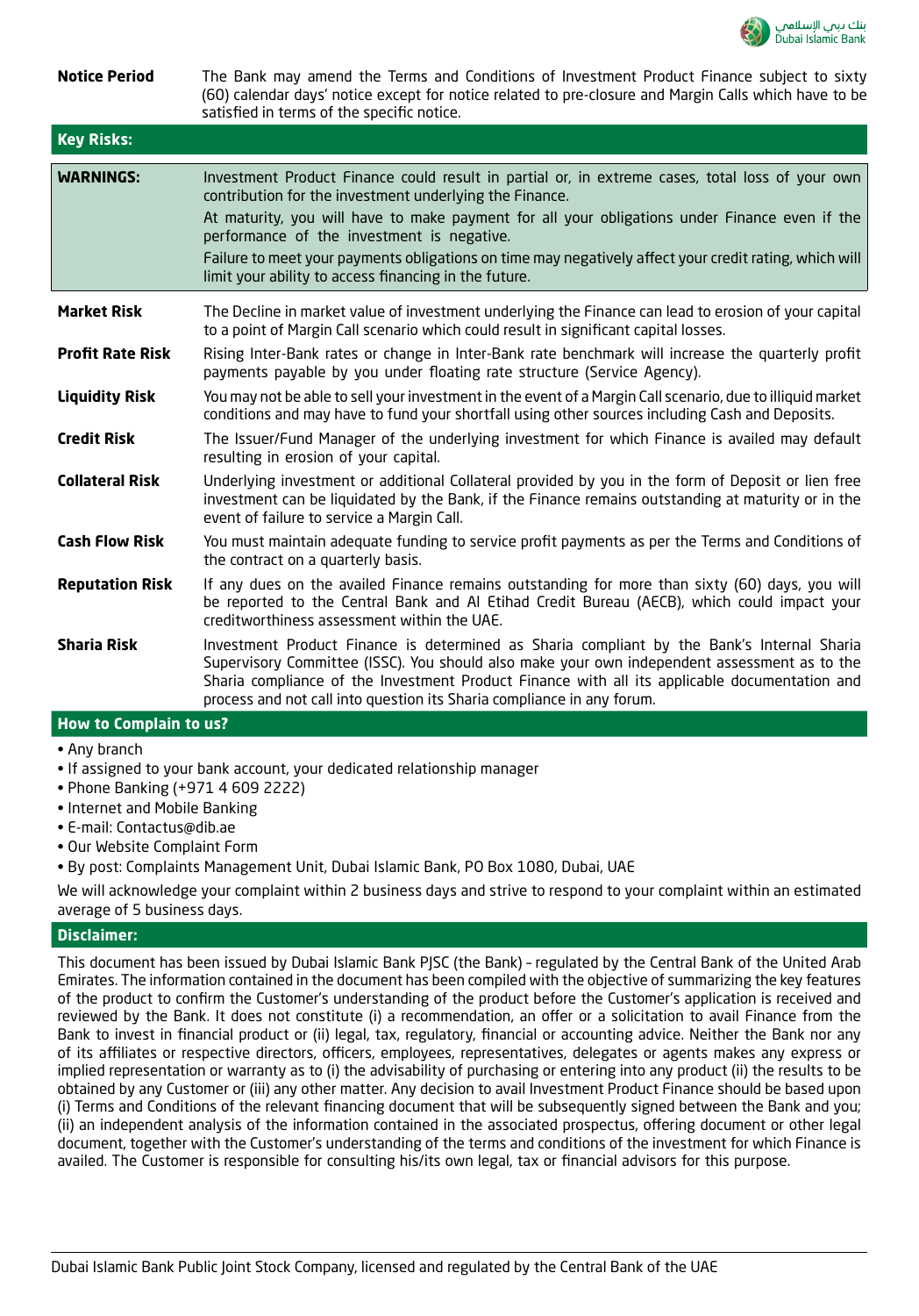| | |
|---|---|
| **Notice Period** | The Bank may amend the Terms and Conditions of Investment Product Finance subject to sixty (60) calendar days' notice except for notice related to pre-closure and Margin Calls which have to be satisfied in terms of the specific notice. |

## Key Risks:

| | |
|---|---|
| **WARNINGS:** | Investment Product Finance could result in partial or, in extreme cases, total loss of your own contribution for the investment underlying the Finance.<br>At maturity, you will have to make payment for all your obligations under Finance even if the performance of the investment is negative.<br>Failure to meet your payments obligations on time may negatively affect your credit rating, which will limit your ability to access financing in the future. |
| **Market Risk** | The Decline in market value of investment underlying the Finance can lead to erosion of your capital to a point of Margin Call scenario which could result in significant capital losses. |
| **Profit Rate Risk** | Rising Inter-Bank rates or change in Inter-Bank rate benchmark will increase the quarterly profit payments payable by you under floating rate structure (Service Agency). |
| **Liquidity Risk** | You may not be able to sell your investment in the event of a Margin Call scenario, due to illiquid market conditions and may have to fund your shortfall using other sources including Cash and Deposits. |
| **Credit Risk** | The Issuer/Fund Manager of the underlying investment for which Finance is availed may default resulting in erosion of your capital. |
| **Collateral Risk** | Underlying investment or additional Collateral provided by you in the form of Deposit or lien free investment can be liquidated by the Bank, if the Finance remains outstanding at maturity or in the event of failure to service a Margin Call. |
| **Cash Flow Risk** | You must maintain adequate funding to service profit payments as per the Terms and Conditions of the contract on a quarterly basis. |
| **Reputation Risk** | If any dues on the availed Finance remains outstanding for more than sixty (60) days, you will be reported to the Central Bank and Al Etihad Credit Bureau (AECB), which could impact your creditworthiness assessment within the UAE. |
| **Sharia Risk** | Investment Product Finance is determined as Sharia compliant by the Bank's Internal Sharia Supervisory Committee (ISSC). You should also make your own independent assessment as to the Sharia compliance of the Investment Product Finance with all its applicable documentation and process and not call into question its Sharia compliance in any forum. |

## How to Complain to us?

- Any branch
- If assigned to your bank account, your dedicated relationship manager
- Phone Banking (+971 4 609 2222)
- Internet and Mobile Banking
- E-mail: Contactus@dib.ae
- Our Website Complaint Form
- By post: Complaints Management Unit, Dubai Islamic Bank, PO Box 1080, Dubai, UAE

We will acknowledge your complaint within 2 business days and strive to respond to your complaint within an estimated average of 5 business days.

## Disclaimer:

This document has been issued by Dubai Islamic Bank PJSC (the Bank) - regulated by the Central Bank of the United Arab Emirates. The information contained in the document has been compiled with the objective of summarizing the key features of the product to confirm the Customer's understanding of the product before the Customer's application is received and reviewed by the Bank. It does not constitute (i) a recommendation, an offer or a solicitation to avail Finance from the Bank to invest in financial product or (ii) legal, tax, regulatory, financial or accounting advice. Neither the Bank nor any of its affiliates or respective directors, officers, employees, representatives, delegates or agents makes any express or implied representation or warranty as to (i) the advisability of purchasing or entering into any product (ii) the results to be obtained by any Customer or (iii) any other matter. Any decision to avail Investment Product Finance should be based upon (i) Terms and Conditions of the relevant financing document that will be subsequently signed between the Bank and you; (ii) an independent analysis of the information contained in the associated prospectus, offering document or other legal document, together with the Customer's understanding of the terms and conditions of the investment for which Finance is availed. The Customer is responsible for consulting his/its own legal, tax or financial advisors for this purpose.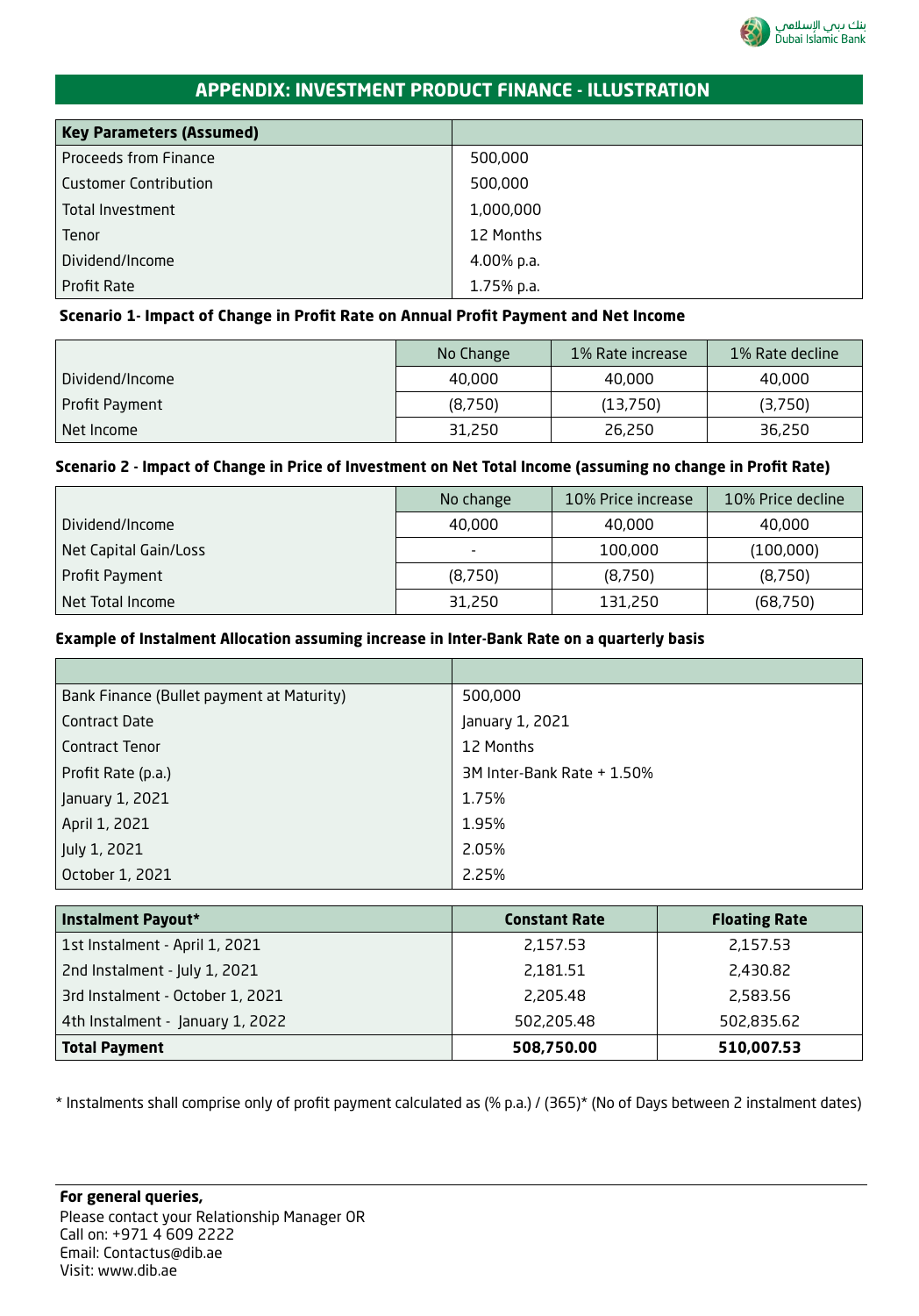## APPENDIX: INVESTMENT PRODUCT FINANCE - ILLUSTRATION

| Key Parameters (Assumed) | |
|---|---|
| Proceeds from Finance | 500,000 |
| Customer Contribution | 500,000 |
| Total Investment | 1,000,000 |
| Tenor | 12 Months |
| Dividend/Income | 4.00% p.a. |
| Profit Rate | 1.75% p.a. |

**Scenario 1- Impact of Change in Profit Rate on Annual Profit Payment and Net Income**

| | No Change | 1% Rate increase | 1% Rate decline |
|---|---|---|---|
| Dividend/Income | 40,000 | 40,000 | 40,000 |
| Profit Payment | (8,750) | (13,750) | (3,750) |
| Net Income | 31,250 | 26,250 | 36,250 |

**Scenario 2 - Impact of Change in Price of Investment on Net Total Income (assuming no change in Profit Rate)**

| | No change | 10% Price increase | 10% Price decline |
|---|---|---|---|
| Dividend/Income | 40,000 | 40,000 | 40,000 |
| Net Capital Gain/Loss | - | 100,000 | (100,000) |
| Profit Payment | (8,750) | (8,750) | (8,750) |
| Net Total Income | 31,250 | 131,250 | (68,750) |

**Example of Instalment Allocation assuming increase in Inter-Bank Rate on a quarterly basis**

| | |
|---|---|
| Bank Finance (Bullet payment at Maturity) | 500,000 |
| Contract Date | January 1, 2021 |
| Contract Tenor | 12 Months |
| Profit Rate (p.a.) | 3M Inter-Bank Rate + 1.50% |
| January 1, 2021 | 1.75% |
| April 1, 2021 | 1.95% |
| July 1, 2021 | 2.05% |
| October 1, 2021 | 2.25% |

| Instalment Payout* | Constant Rate | Floating Rate |
|---|---|---|
| 1st Instalment - April 1, 2021 | 2,157.53 | 2,157.53 |
| 2nd Instalment - July 1, 2021 | 2,181.51 | 2,430.82 |
| 3rd Instalment - October 1, 2021 | 2,205.48 | 2,583.56 |
| 4th Instalment - January 1, 2022 | 502,205.48 | 502,835.62 |
| **Total Payment** | **508,750.00** | **510,007.53** |

* Instalments shall comprise only of profit payment calculated as (% p.a.) / (365)* (No of Days between 2 instalment dates)

**For general queries,**
Please contact your Relationship Manager OR
Call on: +971 4 609 2222
Email: Contactus@dib.ae
Visit: www.dib.ae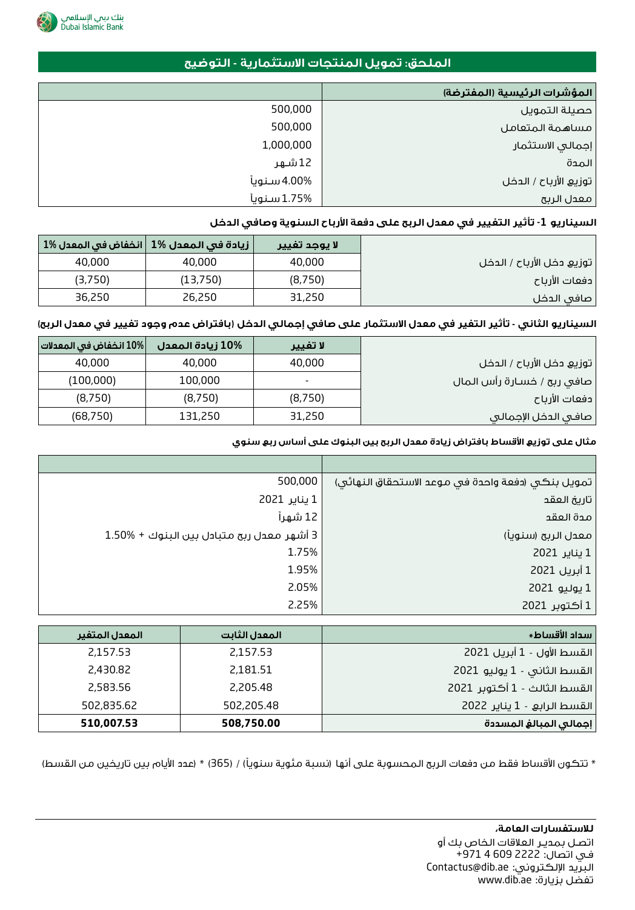## الملحق: تمويل المنتجات الاستثمارية - التوضيح

| المؤشرات الرئيسية (المفترضة) | |
|---|---|
| حصيلة التمويل | 500,000 |
| مساهمة المتعامل | 500,000 |
| إجمالي الاستثمار | 1,000,000 |
| المدة | 12 شهر |
| توزيع الأرباح / الدخل | 4.00% سنوياً |
| معدل الربح | 1.75% سنوياً |

**السيناريو 1- تأثير التغيير في معدل الربح على دفعة الأرباح السنوية وصافي الدخل**

| | لا يوجد تغيير | زيادة في المعدل 1% | انخفاض في المعدل 1% |
|---|---|---|---|
| توزيع دخل الأرباح / الدخل | 40,000 | 40,000 | 40,000 |
| دفعات الأرباح | (8,750) | (13,750) | (3,750) |
| صافي الدخل | 31,250 | 26,250 | 36,250 |

**السيناريو الثاني - تأثير التغير في معدل الاستثمار على صافي إجمالي الدخل (بافتراض عدم وجود تغيير في معدل الربح)**

| | لا تغيير | 10% زيادة المعدل | 10% انخفاض في المعدلات |
|---|---|---|---|
| توزيع دخل الأرباح / الدخل | 40,000 | 40,000 | 40,000 |
| صافي ربح / خسارة رأس المال | - | 100,000 | (100,000) |
| دفعات الأرباح | (8,750) | (8,750) | (8,750) |
| صافي الدخل الإجمالي | 31,250 | 131,250 | (68,750) |

**مثال على توزيع الأقساط بافتراض زيادة معدل الربح بين البنوك على أساس ربع سنوي**

| | |
|---|---|
| تمويل بنكي (دفعة واحدة في موعد الاستحقاق النهائي) | 500,000 |
| تاريخ العقد | 1 يناير 2021 |
| مدة العقد | 12 شهراً |
| معدل الربح (سنوياً) | 3 أشهر معدل ربح متبادل بين البنوك + 1.50% |
| 1 يناير 2021 | 1.75% |
| 1 أبريل 2021 | 1.95% |
| 1 يوليو 2021 | 2.05% |
| 1 أكتوبر 2021 | 2.25% |

| سداد الأقساط* | المعدل الثابت | المعدل المتغير |
|---|---|---|
| القسط الأول - 1 أبريل 2021 | 2,157.53 | 2,157.53 |
| القسط الثاني - 1 يوليو 2021 | 2,181.51 | 2,430.82 |
| القسط الثالث - 1 أكتوبر 2021 | 2,205.48 | 2,583.56 |
| القسط الرابع - 1 يناير 2022 | 502,205.48 | 502,835.62 |
| **إجمالي المبالغ المسددة** | **508,750.00** | **510,007.53** |

* تتكون الأقساط فقط من دفعات الربح المحسوبة على أنها (نسبة مئوية سنوياً) / (365) * (عدد الأيام بين تاريخين من القسط)

**للاستفسارات العامة،**
اتصل بمدير العلاقات الخاص بك أو
في اتصال: 2222 609 4 971+
البريد الإلكتروني: Contactus@dib.ae
تفضل بزيارة: www.dib.ae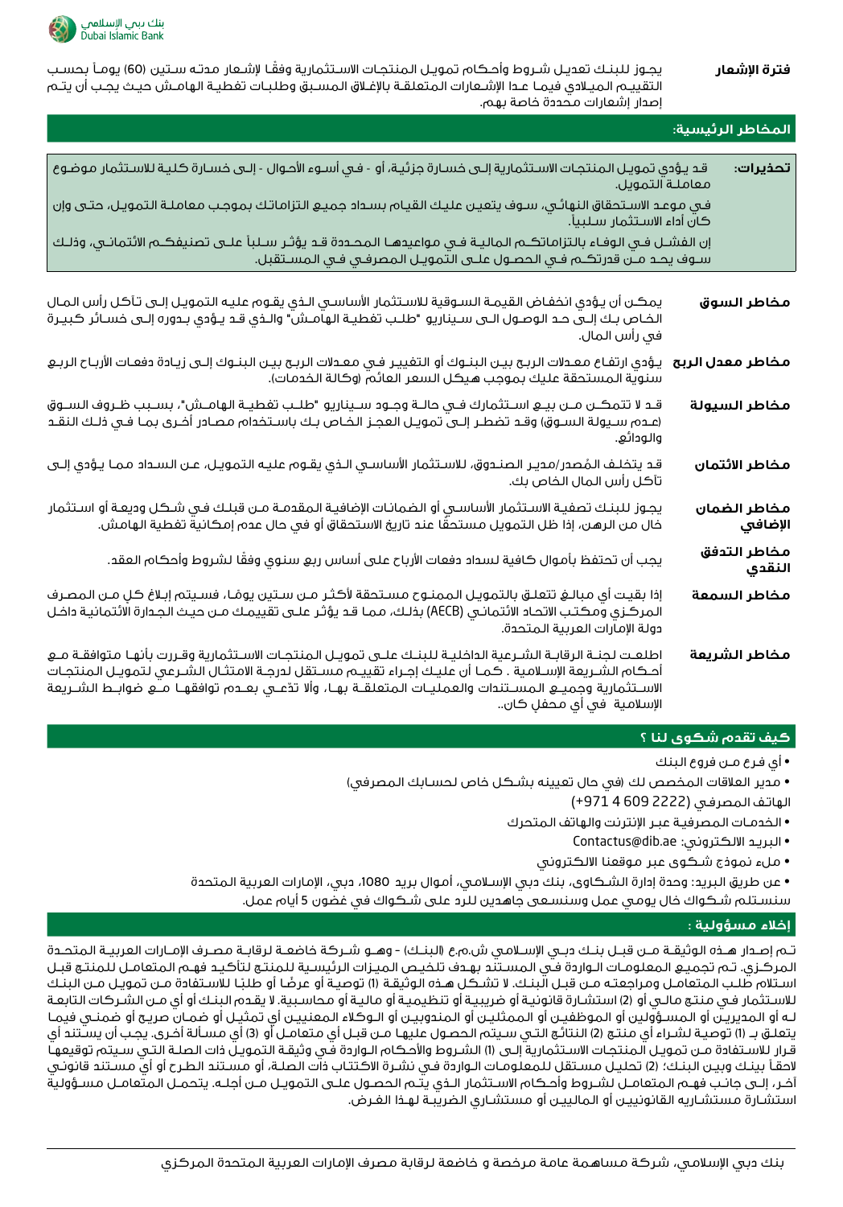**فترة الإشعار** يجوز للبنك تعديل شروط وأحكام تمويل المنتجات الاستثمارية وفقًا لإشعار مدته ستين (60) يوماً بحسب التقييم الميلادي فيما عدا الإشعارات المتعلقة بالإغلاق المسبق وطلبات تغطية الهامش حيث يجب أن يتم إصدار إشعارات محددة خاصة بهم.

## المخاطر الرئيسية:

**تحذيرات:** قد يؤدي تمويل المنتجات الاستثمارية إلى خسارة جزئية، أو - في أسوء الأحوال - إلى خسارة كلية للاستثمار موضوع معاملة التمويل.

في موعد الاستحقاق النهائي، سوف يتعين عليك القيام بسداد جميع التزاماتك بموجب معاملة التمويل، حتى وإن كان أداء الاستثمار سلبياً.

إن الفشل في الوفاء بالتزاماتكم المالية في مواعيدها المحددة قد يؤثر سلباً على تصنيفكم الائتماني، وذلك سوف يحد من قدرتكم في الحصول على التمويل المصرفي في المستقبل.

**مخاطر السوق** يمكن أن يؤدي انخفاض القيمة السوقية للاستثمار الأساسي الذي يقوم عليه التمويل إلى تآكل رأس المال الخاص بك إلى حد الوصول الى سيناريو "طلب تغطية الهامش" والذي قد يؤدي بدوره إلى خسائر كبيرة في رأس المال.

**مخاطر معدل الربح** يؤدي ارتفاع معدلات الربح بين البنوك أو التغيير في معدلات الربح بين البنوك إلى زيادة دفعات الأرباح الربع سنوية المستحقة عليك بموجب هيكل السعر العائم (وكالة الخدمات).

**مخاطر السيولة** قد لا تتمكن من بيع استثمارك في حالة وجود سيناريو "طلب تغطية الهامش"، بسبب ظروف السوق (عدم سيولة السوق) وقد تضطر إلى تمويل العجز الخاص بك باستخدام مصادر أخرى بما في ذلك النقد والودائع.

**مخاطر الائتمان** قد يتخلف المُصدر/مدير الصندوق، للاستثمار الأساسي الذي يقوم عليه التمويل، عن السداد مما يؤدي إلى تآكل رأس المال الخاص بك.

**مخاطر الضمان الإضافي** يجوز للبنك تصفية الاستثمار الأساسي أو الضمانات الإضافية المقدمة من قبلك في شكل وديعة أو استثمار خال من الرهن، إذا ظل التمويل مستحقًا عند تاريخ الاستحقاق أو في حال عدم إمكانية تغطية الهامش.

**مخاطر التدفق النقدي** يجب أن تحتفظ بأموال كافية لسداد دفعات الأرباح على أساس ربع سنوي وفقًا لشروط وأحكام العقد.

**مخاطر السمعة** إذا بقيت أي مبالغ تتعلق بالتمويل الممنوح مستحقة لأكثر من ستين يومًا، فسيتم إبلاغ كل من المصرف المركزي ومكتب الاتحاد الائتماني (AECB) بذلك، مما قد يؤثر على تقييمك من حيث الجدارة الائتمانية داخل دولة الإمارات العربية المتحدة.

**مخاطر الشريعة** اطلعت لجنة الرقابة الشرعية الداخلية للبنك على تمويل المنتجات الاستثمارية وقررت بأنها متوافقة مع أحكام الشريعة الإسلامية . كما أن عليك إجراء تقييم مستقل لدرجة الامتثال الشرعي لتمويل المنتجات الاستثمارية وجميع المستندات والعمليات المتعلقة بها، وألا تدّعي بعدم توافقها مع ضوابط الشريعة الإسلامية في أي محفل كان..

## كيف تقدم شكوى لنا ؟

- أي فرع من فروع البنك
- مدير العلاقات المخصص لك (في حال تعيينه بشكل خاص لحسابك المصرفي)

الهاتف المصرفي (2222 609 4 971+)

- الخدمات المصرفية عبر الإنترنت والهاتف المتحرك
- البريد الالكتروني: Contactus@dib.ae
- ملء نموذج شكوى عبر موقعنا الالكتروني
- عن طريق البريد: وحدة إدارة الشكاوى، بنك دبي الإسلامي، أموال بريد 1080، دبي، الإمارات العربية المتحدة

سنستلم شكواك خال يومي عمل وسنسعى جاهدين للرد على شكواك في غضون 5 أيام عمل.

## إخلاء مسؤولية :

تم إصدار هذه الوثيقة من قبل بنك دبي الإسلامي ش.م.ع (البنك) - وهو شركة خاضعة لرقابة مصرف الإمارات العربية المتحدة المركزي. تم تجميع المعلومات الواردة في المستند بهدف تلخيص الميزات الرئيسية للمنتج لتأكيد فهم المتعامل للمنتج قبل استلام طلب المتعامل ومراجعته من قبل البنك. لا تشكل هذه الوثيقة (1) توصية أو عرضًا أو طلبًا للاستفادة من تمويل من البنك للاستثمار في منتج مالي أو (2) استشارة قانونية أو ضريبية أو تنظيمية أو مالية أو محاسبية. لا يقدم البنك أو أي من الشركات التابعة له أو المديرين أو المسؤولين أو الموظفين أو الممثلين أو المندوبين أو الوكلاء المعنيين أي تمثيل أو ضمان صريح أو ضمني فيما يتعلق بـ (1) توصية لشراء أي منتج (2) النتائج التي سيتم الحصول عليها من قبل أي متعامل أو (3) أي مسألة أخرى. يجب أن يستند أي قرار للاستفادة من تمويل المنتجات الاستثمارية إلى (1) الشروط والأحكام الواردة في وثيقة التمويل ذات الصلة التي سيتم توقيعها لاحقاً بينك وبين البنك؛ (2) تحليل مستقل للمعلومات الواردة في نشرة الاكتتاب ذات الصلة، أو مستند الطرح أو أي مستند قانوني آخر، إلى جانب فهم المتعامل لشروط وأحكام الاستثمار الذي يتم الحصول على التمويل من أجله. يتحمل المتعامل مسؤولية استشارة مستشاريه القانونيين أو الماليين أو مستشاري الضريبة لهذا الغرض.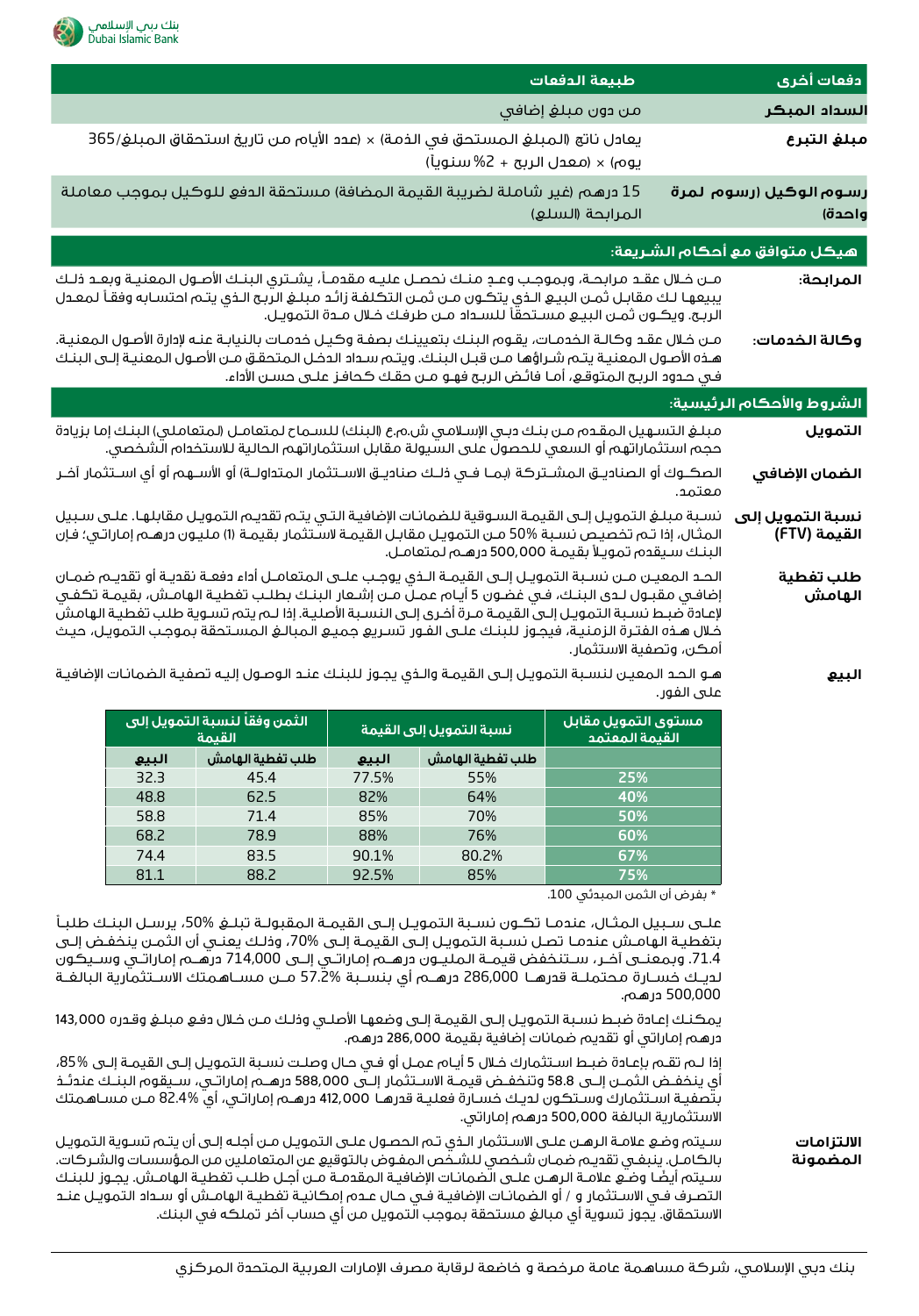| دفعات أخرى | طبيعة الدفعات |
|---|---|
| **السداد المبكر** | من دون مبلغ إضافي |
| **مبلغ التبرع** | يعادل ناتج (المبلغ المستحق في الذمة) × (عدد الأيام من تاريخ استحقاق المبلغ/365 يوم) × (معدل الربح + 2% سنوياً) |
| **رسوم الوكيل (رسوم لمرة واحدة)** | 15 درهم (غير شاملة لضريبة القيمة المضافة) مستحقة الدفع للوكيل بموجب معاملة المرابحة (السلع) |

## هيكل متوافق مع أحكام الشريعة:

**المرابحة:** من خلال عقد مرابحة، وبموجب وعد منك نحصل عليه مقدماً، يشتري البنك الأصول المعنية وبعد ذلك يبيعها لك مقابل ثمن البيع الذي يتكون من ثمن التكلفة زائد مبلغ الربح الذي يتم احتسابه وفقاً لمعدل الربح. ويكون ثمن البيع مستحقاً للسداد من طرفك خلال مدة التمويل.

**وكالة الخدمات:** من خلال عقد وكالة الخدمات، يقوم البنك بتعيينك بصفة وكيل خدمات بالنيابة عنه لإدارة الأصول المعنية. هذه الأصول المعنية يتم شراؤها من قبل البنك. ويتم سداد الدخل المتحقق من الأصول المعنية إلى البنك في حدود الربح المتوقع، أما فائض الربح فهو من حقك كحافز على حسن الأداء.

## الشروط والأحكام الرئيسية:

**التمويل** مبلغ التسهيل المقدم من بنك دبي الإسلامي ش.م.ع (البنك) للسماح لمتعامل (لمتعاملي) البنك إما بزيادة حجم استثماراتهم أو السعي للحصول على السيولة مقابل استثماراتهم الحالية للاستخدام الشخصي.

**الضمان الإضافي** الصكوك أو الصناديق المشتركة (بما في ذلك صناديق الاستثمار المتداولة) أو الأسهم أو أي استثمار آخر معتمد.

**نسبة التمويل إلى القيمة (FTV)** نسبة مبلغ التمويل إلى القيمة السوقية للضمانات الإضافية التي يتم تقديم التمويل مقابلها. على سبيل المثال، إذا تم تخصيص نسبة 50% من التمويل مقابل القيمة لاستثمار بقيمة (1) مليون درهم إماراتي؛ فإن البنك سيقدم تمويلاً بقيمة 500,000 درهم لمتعامل.

**طلب تغطية الهامش** الحد المعين من نسبة التمويل إلى القيمة الذي يوجب على المتعامل أداء دفعة نقدية أو تقديم ضمان إضافي مقبول لدى البنك، في غضون 5 أيام عمل من إشعار البنك بطلب تغطية الهامش، بقيمة تكفي لإعادة ضبط نسبة التمويل إلى القيمة مرة أخرى إلى النسبة الأصلية. إذا لم يتم تسوية طلب تغطية الهامش خلال هذه الفترة الزمنية، فيجوز للبنك على الفور تسريع جميع المبالغ المستحقة بموجب التمويل، حيث أمكن، وتصفية الاستثمار.

**البيع** هو الحد المعين لنسبة التمويل إلى القيمة والذي يجوز للبنك عند الوصول إليه تصفية الضمانات الإضافية على الفور.

| مستوى التمويل مقابل القيمة المعتمدة | نسبة التمويل إلى القيمة | | الثمن وفقاً لنسبة التمويل إلى القيمة | |
|---|---|---|---|---|
| | طلب تغطية الهامش | البيع | طلب تغطية الهامش | البيع |
| 25% | 55% | 77.5% | 45.4 | 32.3 |
| 40% | 64% | 82% | 62.5 | 48.8 |
| 50% | 70% | 85% | 71.4 | 58.8 |
| 60% | 76% | 88% | 78.9 | 68.2 |
| 67% | 80.2% | 90.1% | 83.5 | 74.4 |
| 75% | 85% | 92.5% | 88.2 | 81.1 |

* بفرض أن الثمن المبدئي 100.

على سبيل المثال، عندما تكون نسبة التمويل إلى القيمة المقبولة تبلغ 50%، يرسل البنك طلباً بتغطية الهامش عندما تصل نسبة التمويل إلى القيمة إلى 70%، وذلك يعني أن الثمن ينخفض إلى 71.4. وبمعنى آخر، ستنخفض قيمة المليون درهم إماراتي إلى 714,000 درهم إماراتي وسيكون لديك خسارة محتملة قدرها 286,000 درهم أي بنسبة 57.2% من مساهمتك الاستثمارية البالغة 500,000 درهم.

يمكنك إعادة ضبط نسبة التمويل إلى القيمة إلى وضعها الأصلي وذلك من خلال دفع مبلغ وقدره 143,000 درهم إماراتي أو تقديم ضمانات إضافية بقيمة 286,000 درهم.

إذا لم تقم بإعادة ضبط استثمارك خلال 5 أيام عمل أو في حال وصلت نسبة التمويل إلى القيمة إلى 85%، أي ينخفض الثمن إلى 58.8 وتنخفض قيمة الاستثمار إلى 588,000 درهم إماراتي، سيقوم البنك عندئذ بتصفية استثمارك وستكون لديك خسارة فعلية قدرها 412,000 درهم إماراتي، أي 82.4% من مساهمتك الاستثمارية البالغة 500,000 درهم إماراتي.

**الالتزامات المضمونة** سيتم وضع علامة الرهن على الاستثمار الذي تم الحصول على التمويل من أجله إلى أن يتم تسوية التمويل بالكامل. ينبغي تقديم ضمان شخصي للشخص المفوض بالتوقيع عن المتعاملين من المؤسسات والشركات. سيتم أيضاً وضع علامة الرهن على الضمانات الإضافية المقدمة من أجل طلب تغطية الهامش. يجوز للبنك التصرف في الاستثمار و / أو الضمانات الإضافية في حال عدم إمكانية تغطية الهامش أو سداد التمويل عند الاستحقاق. يجوز تسوية أي مبالغ مستحقة بموجب التمويل من أي حساب آخر تملكه في البنك.

بنك دبي الإسلامي، شركة مساهمة عامة مرخصة و خاضعة لرقابة مصرف الإمارات العربية المتحدة المركزي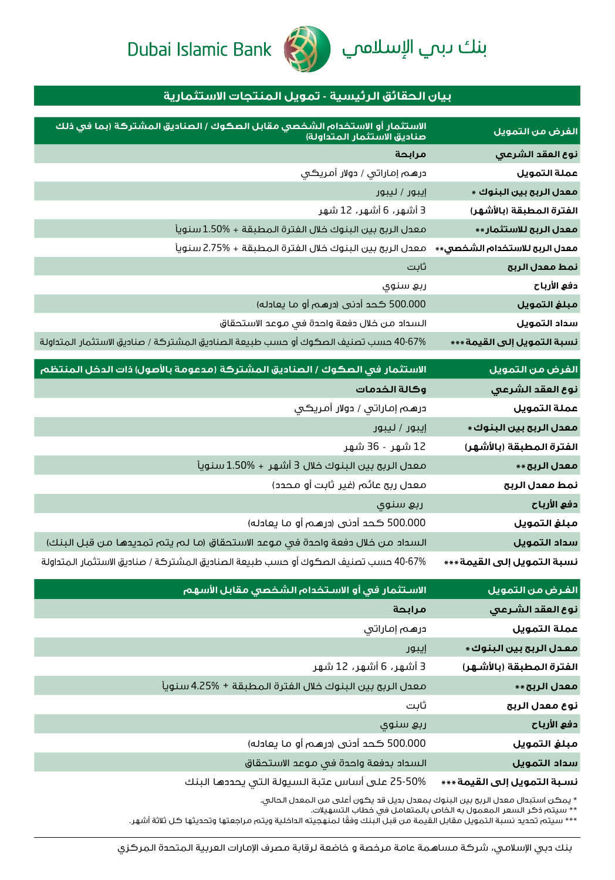Dubai Islamic Bank بنك دبي الإسلامي

## بيان الحقائق الرئيسية - تمويل المنتجات الاستثمارية

| الغرض من التمويل | الاستثمار أو الاستخدام الشخصي مقابل الصكوك / الصناديق المشتركة (بما في ذلك صناديق الاستثمار المتداولة) |
|---|---|
| نوع العقد الشرعي | مرابحة |
| عملة التمويل | درهم إماراتي / دولار أمريكي |
| معدل الربح بين البنوك * | إيبور / ليبور |
| الفترة المطبقة (بالأشهر) | 3 أشهر، 6 أشهر، 12 شهر |
| معدل الربح للاستثمار** | معدل الربح بين البنوك خلال الفترة المطبقة + 1.50% سنوياً |
| معدل الربح للاستخدام الشخصي** | معدل الربح بين البنوك خلال الفترة المطبقة + 2.75% سنوياً |
| نمط معدل الربح | ثابت |
| دفع الأرباح | ربع سنوي |
| مبلغ التمويل | 500.000 كحد أدنى (درهم أو ما يعادله) |
| سداد التمويل | السداد من خلال دفعة واحدة في موعد الاستحقاق |
| نسبة التمويل إلى القيمة *** | 40-67% حسب تصنيف الصكوك أو حسب طبيعة الصناديق المشتركة / صناديق الاستثمار المتداولة |

| الغرض من التمويل | الاستثمار في الصكوك / الصناديق المشتركة (مدعومة بالأصول) ذات الدخل المنتظم |
|---|---|
| نوع العقد الشرعي | وكالة الخدمات |
| عملة التمويل | درهم إماراتي / دولار أمريكي |
| معدل الربح بين البنوك * | إيبور / ليبور |
| الفترة المطبقة (بالأشهر) | 12 شهر - 36 شهر |
| معدل الربح ** | معدل الربح بين البنوك خلال 3 أشهر + 1.50% سنوياً |
| نمط معدل الربح | معدل ربح عائم (غير ثابت أو محدد) |
| دفع الأرباح | ربع سنوي |
| مبلغ التمويل | 500.000 كحد أدنى (درهم أو ما يعادله) |
| سداد التمويل | السداد من خلال دفعة واحدة في موعد الاستحقاق (ما لم يتم تمديدها من قبل البنك) |
| نسبة التمويل إلى القيمة *** | 40-67% حسب تصنيف الصكوك أو حسب طبيعة الصناديق المشتركة / صناديق الاستثمار المتداولة |

| الغرض من التمويل | الاستثمار في أو الاستخدام الشخصي مقابل الأسهم |
|---|---|
| نوع العقد الشرعي | مرابحة |
| عملة التمويل | درهم إماراتي |
| معدل الربح بين البنوك * | إيبور |
| الفترة المطبقة (بالأشهر) | 3 أشهر، 6 أشهر، 12 شهر |
| معدل الربح ** | معدل الربح بين البنوك خلال الفترة المطبقة + 4.25% سنوياً |
| نوع معدل الربح | ثابت |
| دفع الأرباح | ربع سنوي |
| مبلغ التمويل | 500.000 كحد أدنى (درهم أو ما يعادله) |
| سداد التمويل | السداد بدفعة واحدة في موعد الاستحقاق |
| نسبة التمويل إلى القيمة *** | 25-50% على أساس عتبة السيولة التي يحددها البنك |

* يمكن استبدال معدل الربح بين البنوك بمعدل بديل قد يكون أعلى من المعدل الحالي.
** سيتم ذكر السعر المعمول به الخاص بالمتعامل في خطاب التسهيلات.
*** سيتم تحديد نسبة التمويل مقابل القيمة من قبل البنك وفقًا لمنهجيته الداخلية ويتم مراجعتها وتحديثها كل ثلاثة أشهر.

بنك دبي الإسلامي، شركة مساهمة عامة مرخصة و خاضعة لرقابة مصرف الإمارات العربية المتحدة المركزي